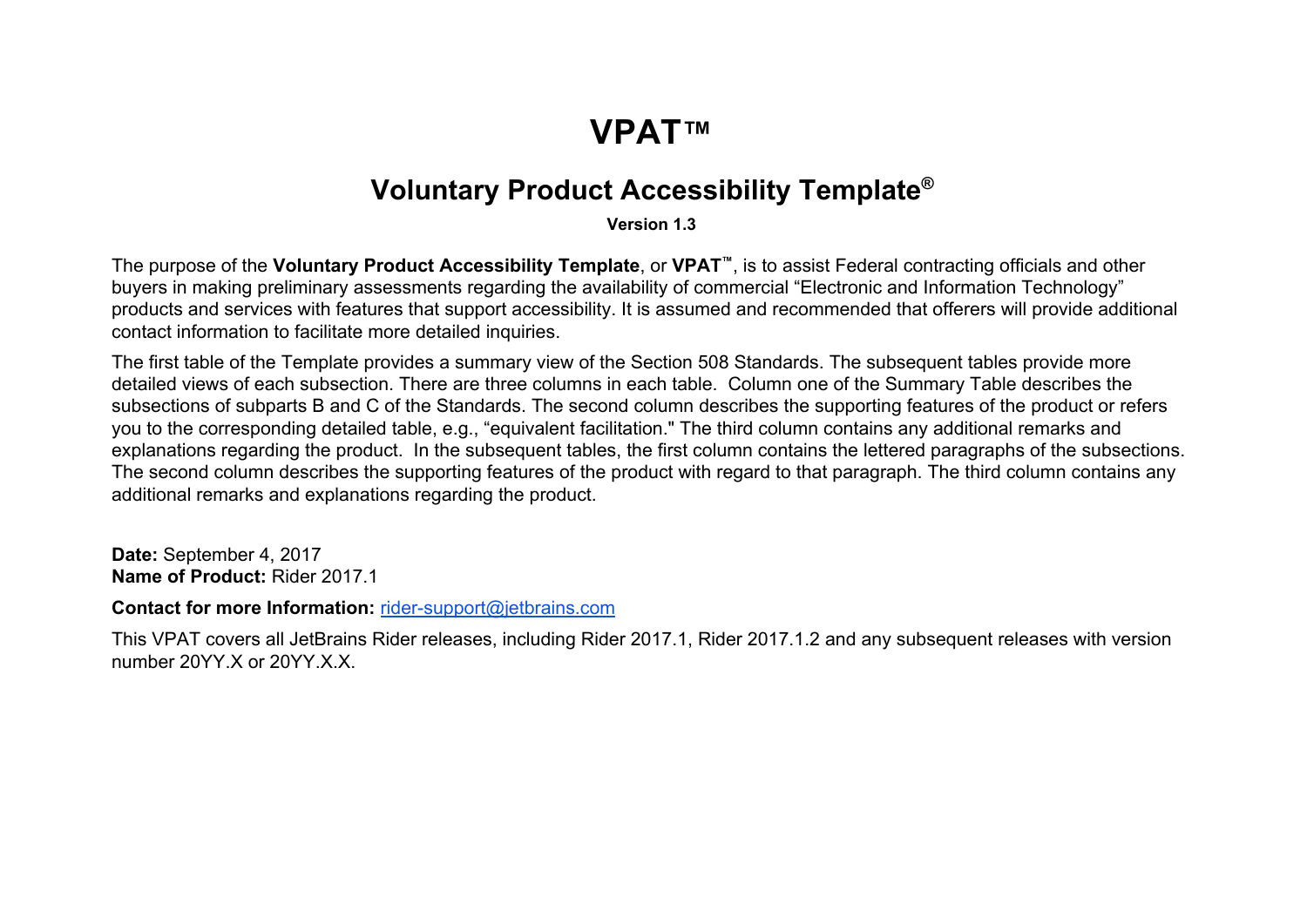# VPAT™

## Voluntary Product Accessibility Template®

**Version 1.3**

The purpose of the **Voluntary Product Accessibility Template**, or **VPAT**™, is to assist Federal contracting officials and other buyers in making preliminary assessments regarding the availability of commercial "Electronic and Information Technology" products and services with features that support accessibility. It is assumed and recommended that offerers will provide additional contact information to facilitate more detailed inquiries.

The first table of the Template provides a summary view of the Section 508 Standards. The subsequent tables provide more detailed views of each subsection. There are three columns in each table. Column one of the Summary Table describes the subsections of subparts B and C of the Standards. The second column describes the supporting features of the product or refers you to the corresponding detailed table, e.g., "equivalent facilitation." The third column contains any additional remarks and explanations regarding the product. In the subsequent tables, the first column contains the lettered paragraphs of the subsections. The second column describes the supporting features of the product with regard to that paragraph. The third column contains any additional remarks and explanations regarding the product.

**Date:** September 4, 2017
**Name of Product:** Rider 2017.1

**Contact for more Information:** rider-support@jetbrains.com

This VPAT covers all JetBrains Rider releases, including Rider 2017.1, Rider 2017.1.2 and any subsequent releases with version number 20YY.X or 20YY.X.X.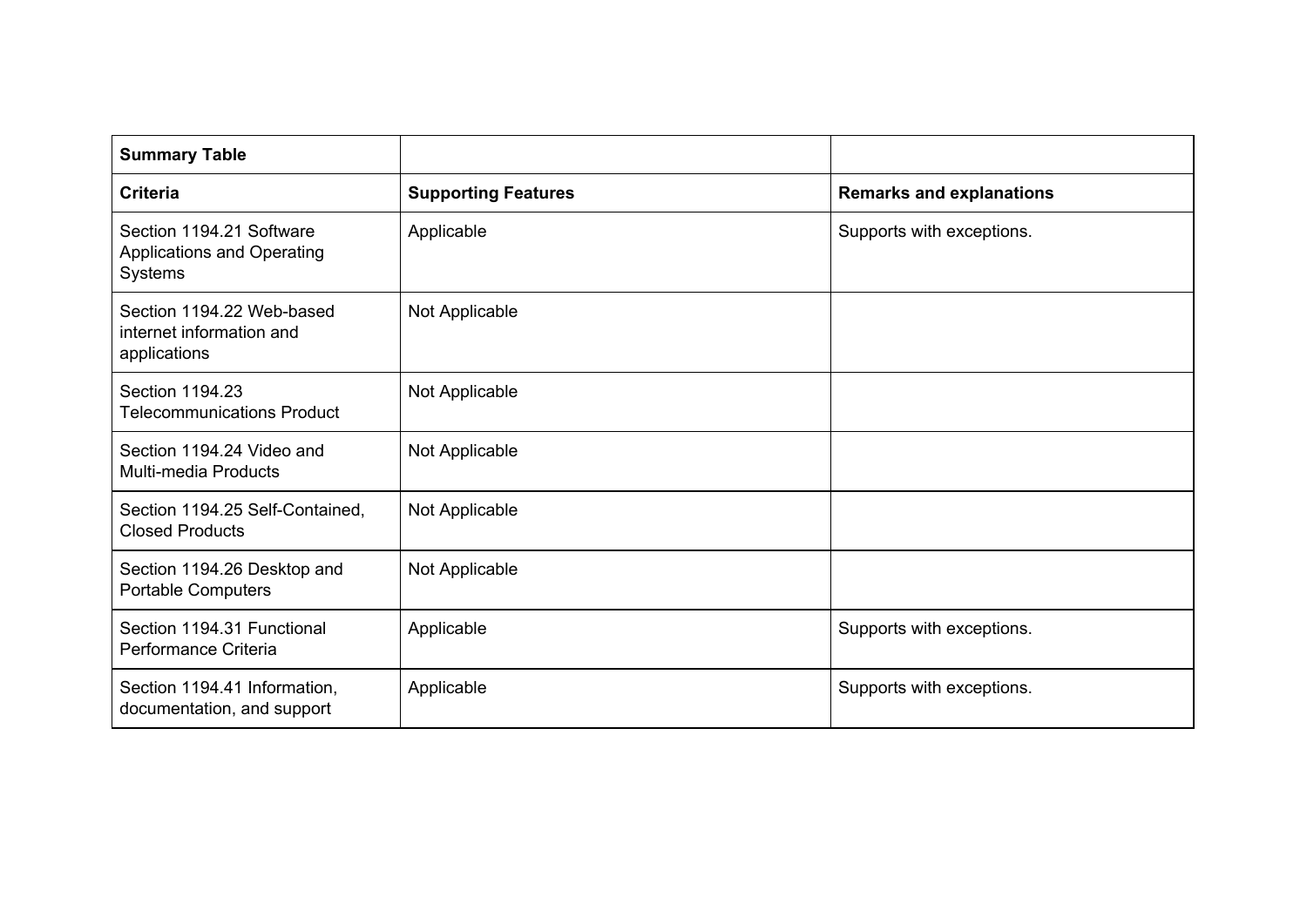| Summary Table | | |
| --- | --- | --- |
| **Criteria** | **Supporting Features** | **Remarks and explanations** |
| Section 1194.21 Software Applications and Operating Systems | Applicable | Supports with exceptions. |
| Section 1194.22 Web-based internet information and applications | Not Applicable | |
| Section 1194.23 Telecommunications Product | Not Applicable | |
| Section 1194.24 Video and Multi-media Products | Not Applicable | |
| Section 1194.25 Self-Contained, Closed Products | Not Applicable | |
| Section 1194.26 Desktop and Portable Computers | Not Applicable | |
| Section 1194.31 Functional Performance Criteria | Applicable | Supports with exceptions. |
| Section 1194.41 Information, documentation, and support | Applicable | Supports with exceptions. |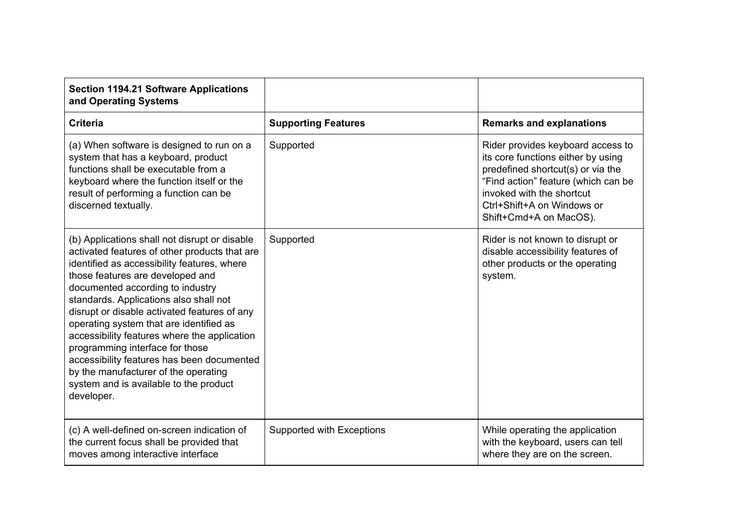| **Section 1194.21 Software Applications and Operating Systems** | | |
|---|---|---|
| **Criteria** | **Supporting Features** | **Remarks and explanations** |
| (a) When software is designed to run on a system that has a keyboard, product functions shall be executable from a keyboard where the function itself or the result of performing a function can be discerned textually. | Supported | Rider provides keyboard access to its core functions either by using predefined shortcut(s) or via the “Find action” feature (which can be invoked with the shortcut Ctrl+Shift+A on Windows or Shift+Cmd+A on MacOS). |
| (b) Applications shall not disrupt or disable activated features of other products that are identified as accessibility features, where those features are developed and documented according to industry standards. Applications also shall not disrupt or disable activated features of any operating system that are identified as accessibility features where the application programming interface for those accessibility features has been documented by the manufacturer of the operating system and is available to the product developer. | Supported | Rider is not known to disrupt or disable accessibility features of other products or the operating system. |
| (c) A well-defined on-screen indication of the current focus shall be provided that moves among interactive interface | Supported with Exceptions | While operating the application with the keyboard, users can tell where they are on the screen. |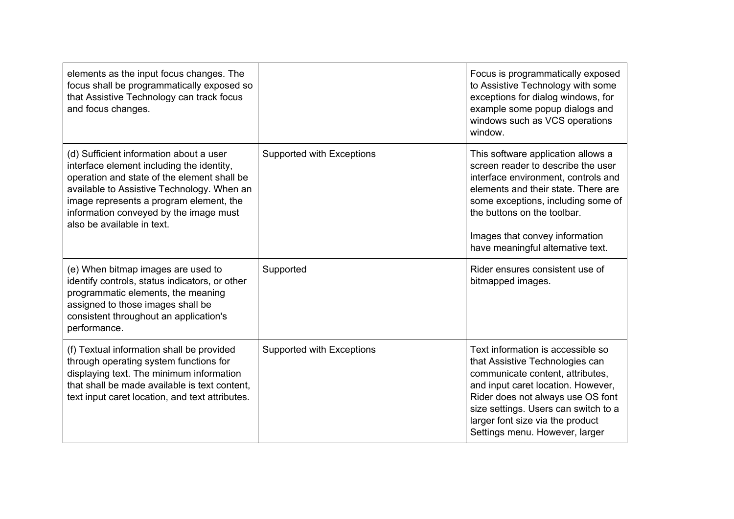| | | |
|---|---|---|
| elements as the input focus changes. The focus shall be programmatically exposed so that Assistive Technology can track focus and focus changes. | | Focus is programmatically exposed to Assistive Technology with some exceptions for dialog windows, for example some popup dialogs and windows such as VCS operations window. |
| (d) Sufficient information about a user interface element including the identity, operation and state of the element shall be available to Assistive Technology. When an image represents a program element, the information conveyed by the image must also be available in text. | Supported with Exceptions | This software application allows a screen reader to describe the user interface environment, controls and elements and their state. There are some exceptions, including some of the buttons on the toolbar.<br><br>Images that convey information have meaningful alternative text. |
| (e) When bitmap images are used to identify controls, status indicators, or other programmatic elements, the meaning assigned to those images shall be consistent throughout an application's performance. | Supported | Rider ensures consistent use of bitmapped images. |
| (f) Textual information shall be provided through operating system functions for displaying text. The minimum information that shall be made available is text content, text input caret location, and text attributes. | Supported with Exceptions | Text information is accessible so that Assistive Technologies can communicate content, attributes, and input caret location. However, Rider does not always use OS font size settings. Users can switch to a larger font size via the product Settings menu. However, larger |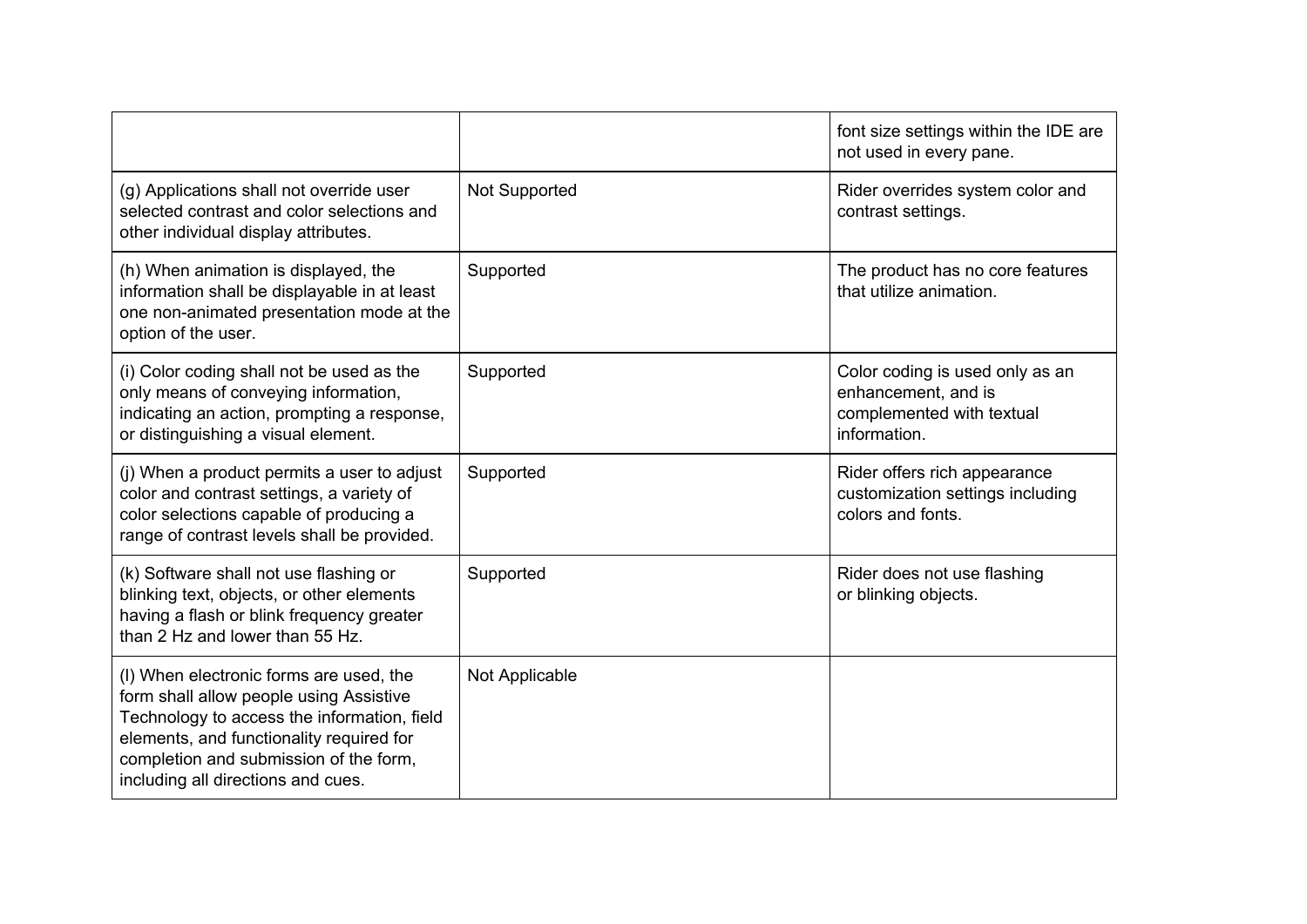| | | |
|---|---|---|
| | | font size settings within the IDE are not used in every pane. |
| (g) Applications shall not override user selected contrast and color selections and other individual display attributes. | Not Supported | Rider overrides system color and contrast settings. |
| (h) When animation is displayed, the information shall be displayable in at least one non-animated presentation mode at the option of the user. | Supported | The product has no core features that utilize animation. |
| (i) Color coding shall not be used as the only means of conveying information, indicating an action, prompting a response, or distinguishing a visual element. | Supported | Color coding is used only as an enhancement, and is complemented with textual information. |
| (j) When a product permits a user to adjust color and contrast settings, a variety of color selections capable of producing a range of contrast levels shall be provided. | Supported | Rider offers rich appearance customization settings including colors and fonts. |
| (k) Software shall not use flashing or blinking text, objects, or other elements having a flash or blink frequency greater than 2 Hz and lower than 55 Hz. | Supported | Rider does not use flashing or blinking objects. |
| (l) When electronic forms are used, the form shall allow people using Assistive Technology to access the information, field elements, and functionality required for completion and submission of the form, including all directions and cues. | Not Applicable | |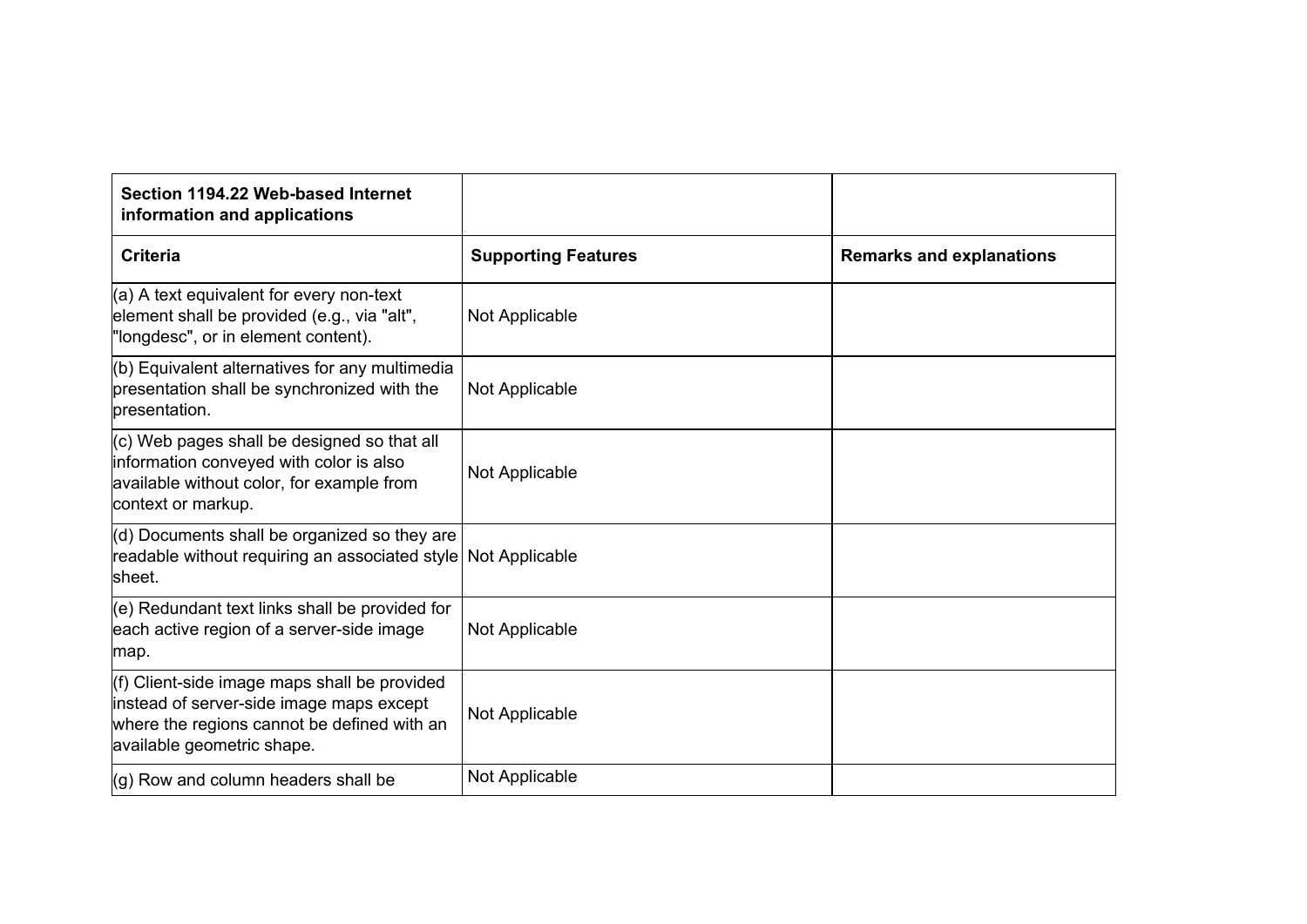| Section 1194.22 Web-based Internet information and applications | | |
|---|---|---|
| **Criteria** | **Supporting Features** | **Remarks and explanations** |
| (a) A text equivalent for every non-text element shall be provided (e.g., via "alt", "longdesc", or in element content). | Not Applicable | |
| (b) Equivalent alternatives for any multimedia presentation shall be synchronized with the presentation. | Not Applicable | |
| (c) Web pages shall be designed so that all information conveyed with color is also available without color, for example from context or markup. | Not Applicable | |
| (d) Documents shall be organized so they are readable without requiring an associated style sheet. | Not Applicable | |
| (e) Redundant text links shall be provided for each active region of a server-side image map. | Not Applicable | |
| (f) Client-side image maps shall be provided instead of server-side image maps except where the regions cannot be defined with an available geometric shape. | Not Applicable | |
| (g) Row and column headers shall be | Not Applicable | |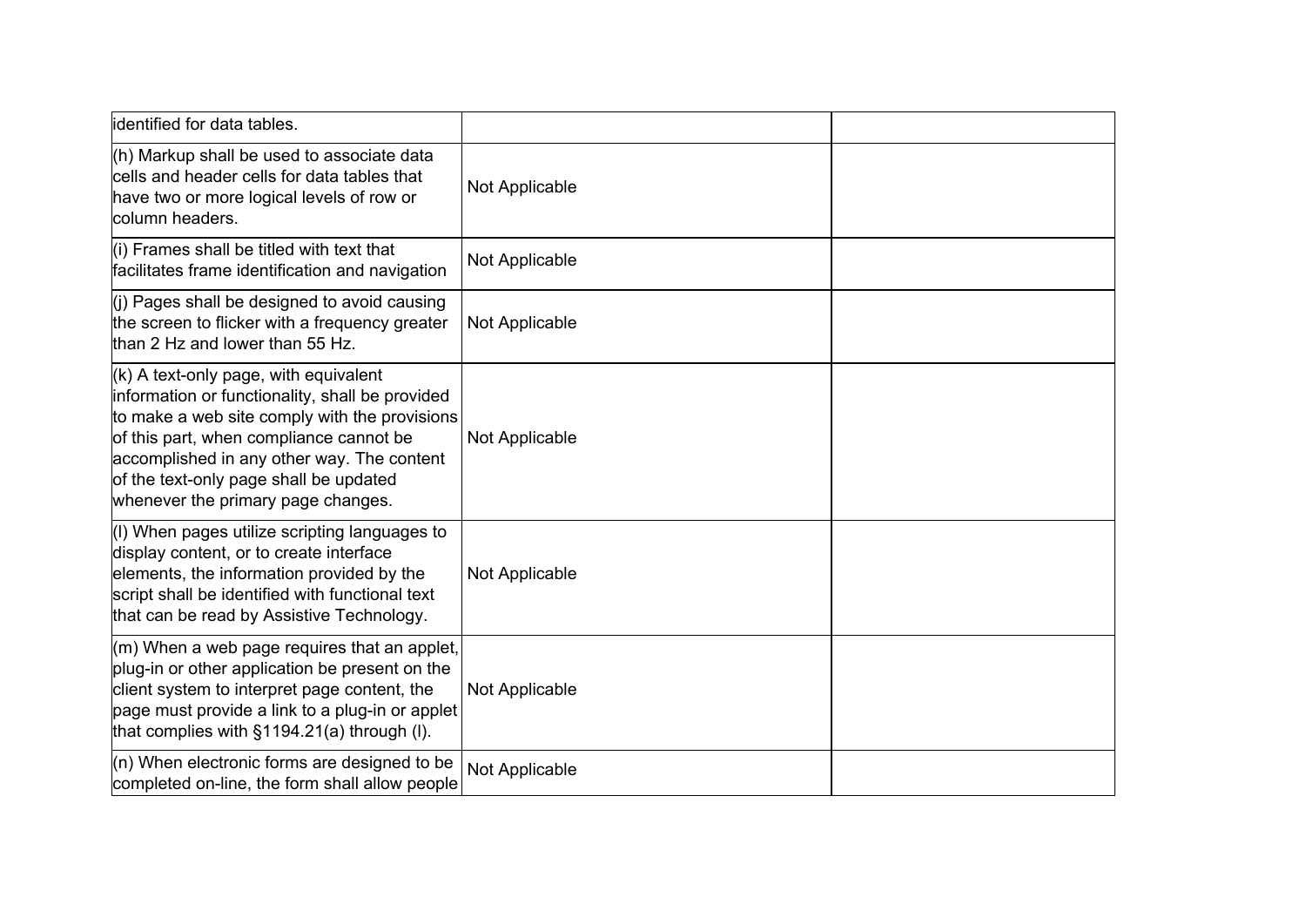| | | |
|---|---|---|
| identified for data tables. | | |
| (h) Markup shall be used to associate data cells and header cells for data tables that have two or more logical levels of row or column headers. | Not Applicable | |
| (i) Frames shall be titled with text that facilitates frame identification and navigation | Not Applicable | |
| (j) Pages shall be designed to avoid causing the screen to flicker with a frequency greater than 2 Hz and lower than 55 Hz. | Not Applicable | |
| (k) A text-only page, with equivalent information or functionality, shall be provided to make a web site comply with the provisions of this part, when compliance cannot be accomplished in any other way. The content of the text-only page shall be updated whenever the primary page changes. | Not Applicable | |
| (l) When pages utilize scripting languages to display content, or to create interface elements, the information provided by the script shall be identified with functional text that can be read by Assistive Technology. | Not Applicable | |
| (m) When a web page requires that an applet, plug-in or other application be present on the client system to interpret page content, the page must provide a link to a plug-in or applet that complies with §1194.21(a) through (l). | Not Applicable | |
| (n) When electronic forms are designed to be completed on-line, the form shall allow people | Not Applicable | |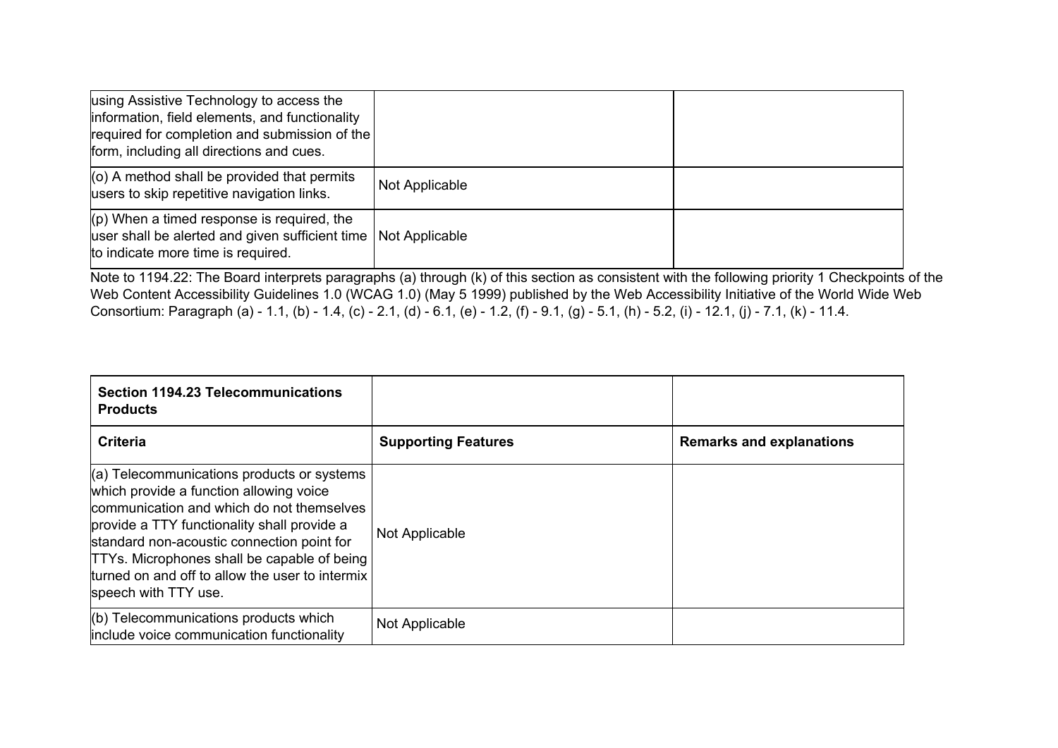| | | |
|---|---|---|
| using Assistive Technology to access the information, field elements, and functionality required for completion and submission of the form, including all directions and cues. | | |
| (o) A method shall be provided that permits users to skip repetitive navigation links. | Not Applicable | |
| (p) When a timed response is required, the user shall be alerted and given sufficient time to indicate more time is required. | Not Applicable | |

Note to 1194.22: The Board interprets paragraphs (a) through (k) of this section as consistent with the following priority 1 Checkpoints of the Web Content Accessibility Guidelines 1.0 (WCAG 1.0) (May 5 1999) published by the Web Accessibility Initiative of the World Wide Web Consortium: Paragraph (a) - 1.1, (b) - 1.4, (c) - 2.1, (d) - 6.1, (e) - 1.2, (f) - 9.1, (g) - 5.1, (h) - 5.2, (i) - 12.1, (j) - 7.1, (k) - 11.4.

| **Section 1194.23 Telecommunications Products** | | |
|---|---|---|
| **Criteria** | **Supporting Features** | **Remarks and explanations** |
| (a) Telecommunications products or systems which provide a function allowing voice communication and which do not themselves provide a TTY functionality shall provide a standard non-acoustic connection point for TTYs. Microphones shall be capable of being turned on and off to allow the user to intermix speech with TTY use. | Not Applicable | |
| (b) Telecommunications products which include voice communication functionality | Not Applicable | |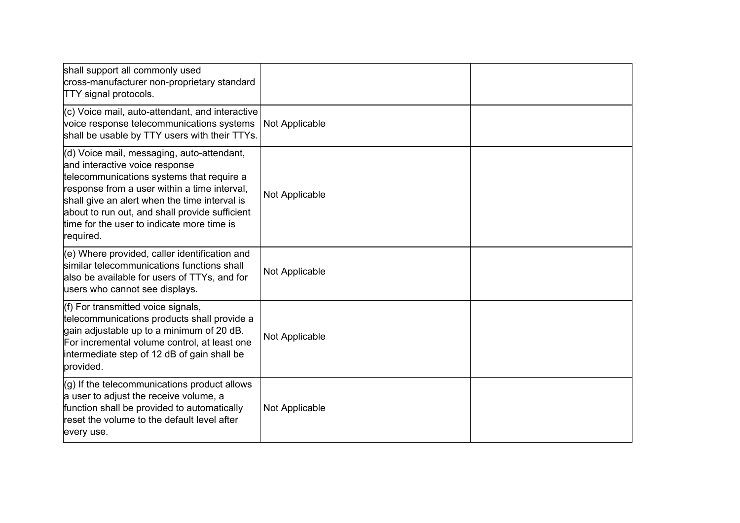| | | |
|---|---|---|
| shall support all commonly used cross-manufacturer non-proprietary standard TTY signal protocols. | | |
| (c) Voice mail, auto-attendant, and interactive voice response telecommunications systems shall be usable by TTY users with their TTYs. | Not Applicable | |
| (d) Voice mail, messaging, auto-attendant, and interactive voice response telecommunications systems that require a response from a user within a time interval, shall give an alert when the time interval is about to run out, and shall provide sufficient time for the user to indicate more time is required. | Not Applicable | |
| (e) Where provided, caller identification and similar telecommunications functions shall also be available for users of TTYs, and for users who cannot see displays. | Not Applicable | |
| (f) For transmitted voice signals, telecommunications products shall provide a gain adjustable up to a minimum of 20 dB. For incremental volume control, at least one intermediate step of 12 dB of gain shall be provided. | Not Applicable | |
| (g) If the telecommunications product allows a user to adjust the receive volume, a function shall be provided to automatically reset the volume to the default level after every use. | Not Applicable | |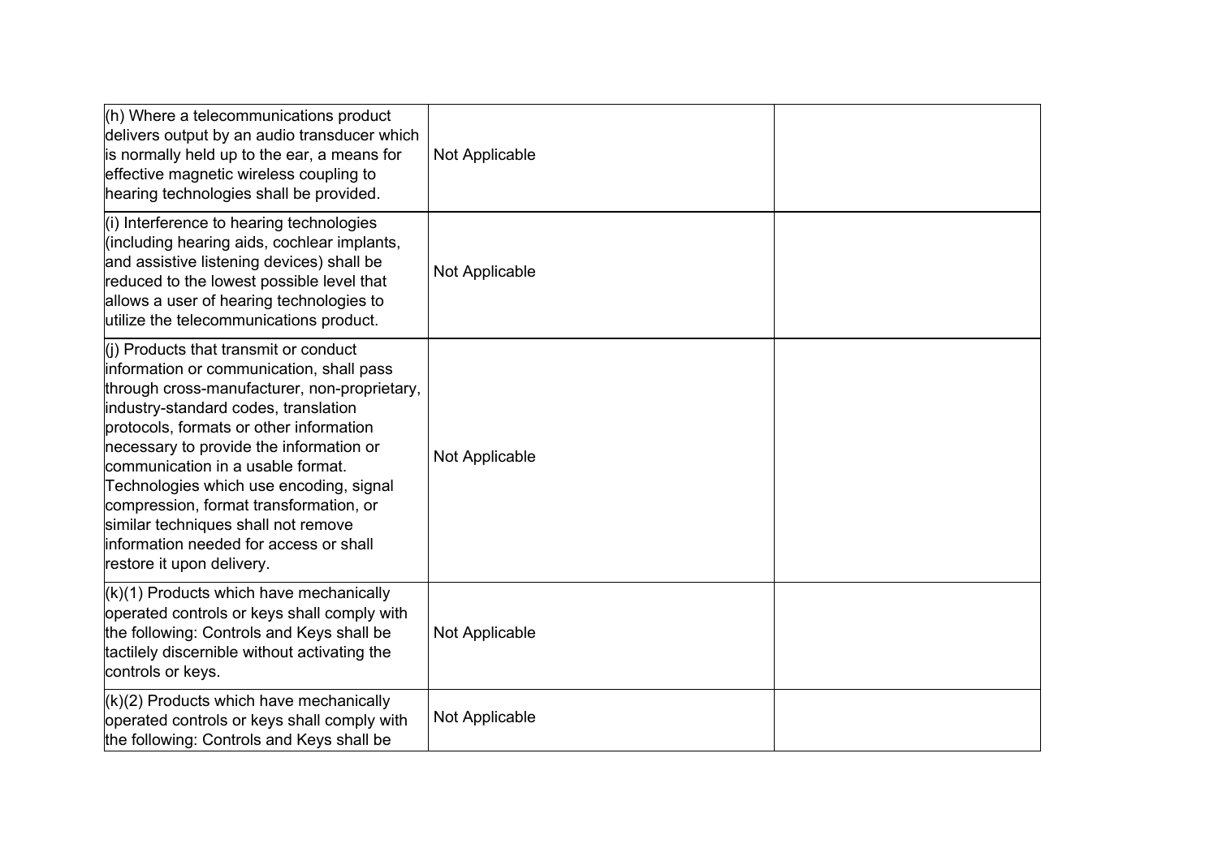| | | |
|---|---|---|
| (h) Where a telecommunications product delivers output by an audio transducer which is normally held up to the ear, a means for effective magnetic wireless coupling to hearing technologies shall be provided. | Not Applicable | |
| (i) Interference to hearing technologies (including hearing aids, cochlear implants, and assistive listening devices) shall be reduced to the lowest possible level that allows a user of hearing technologies to utilize the telecommunications product. | Not Applicable | |
| (j) Products that transmit or conduct information or communication, shall pass through cross-manufacturer, non-proprietary, industry-standard codes, translation protocols, formats or other information necessary to provide the information or communication in a usable format. Technologies which use encoding, signal compression, format transformation, or similar techniques shall not remove information needed for access or shall restore it upon delivery. | Not Applicable | |
| (k)(1) Products which have mechanically operated controls or keys shall comply with the following: Controls and Keys shall be tactilely discernible without activating the controls or keys. | Not Applicable | |
| (k)(2) Products which have mechanically operated controls or keys shall comply with the following: Controls and Keys shall be | Not Applicable | |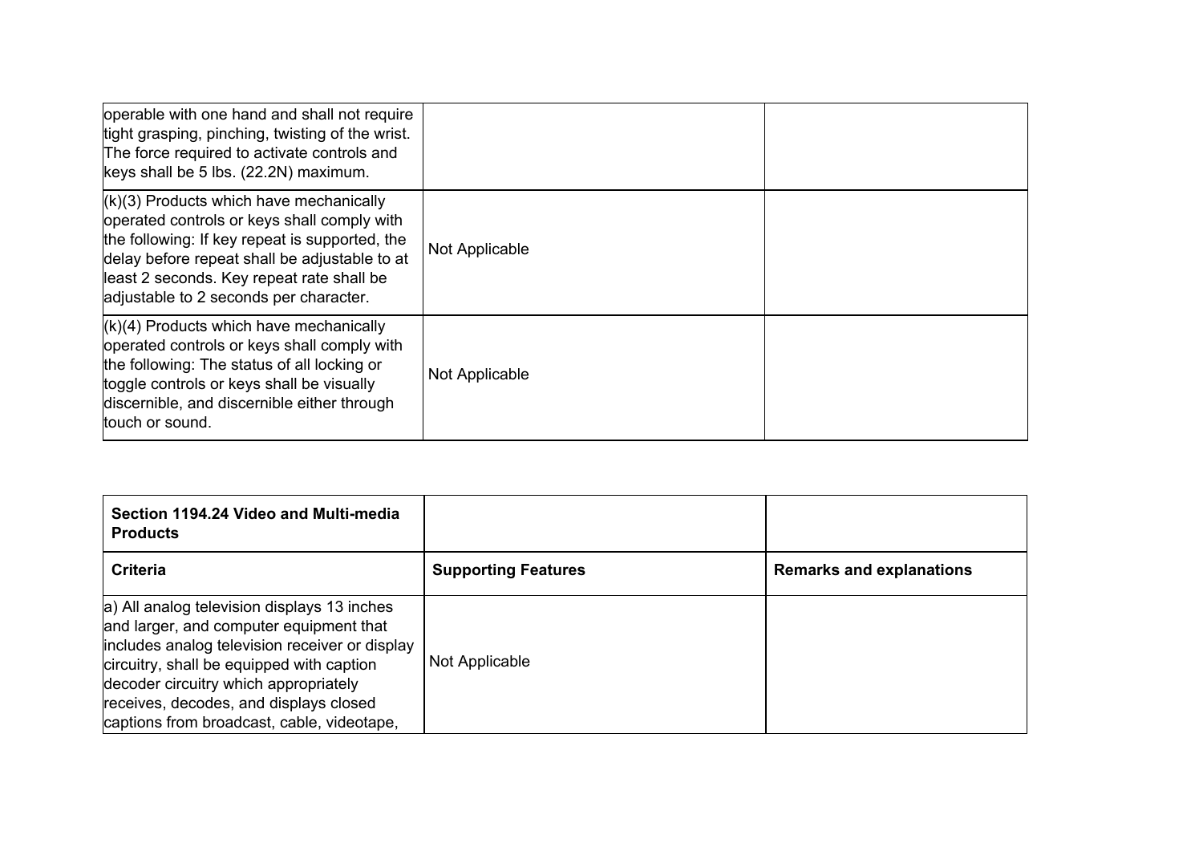| | | |
|---|---|---|
| operable with one hand and shall not require tight grasping, pinching, twisting of the wrist. The force required to activate controls and keys shall be 5 lbs. (22.2N) maximum. | | |
| (k)(3) Products which have mechanically operated controls or keys shall comply with the following: If key repeat is supported, the delay before repeat shall be adjustable to at least 2 seconds. Key repeat rate shall be adjustable to 2 seconds per character. | Not Applicable | |
| (k)(4) Products which have mechanically operated controls or keys shall comply with the following: The status of all locking or toggle controls or keys shall be visually discernible, and discernible either through touch or sound. | Not Applicable | |

| **Section 1194.24 Video and Multi-media Products** | | |
|---|---|---|
| **Criteria** | **Supporting Features** | **Remarks and explanations** |
| a) All analog television displays 13 inches and larger, and computer equipment that includes analog television receiver or display circuitry, shall be equipped with caption decoder circuitry which appropriately receives, decodes, and displays closed captions from broadcast, cable, videotape, | Not Applicable | |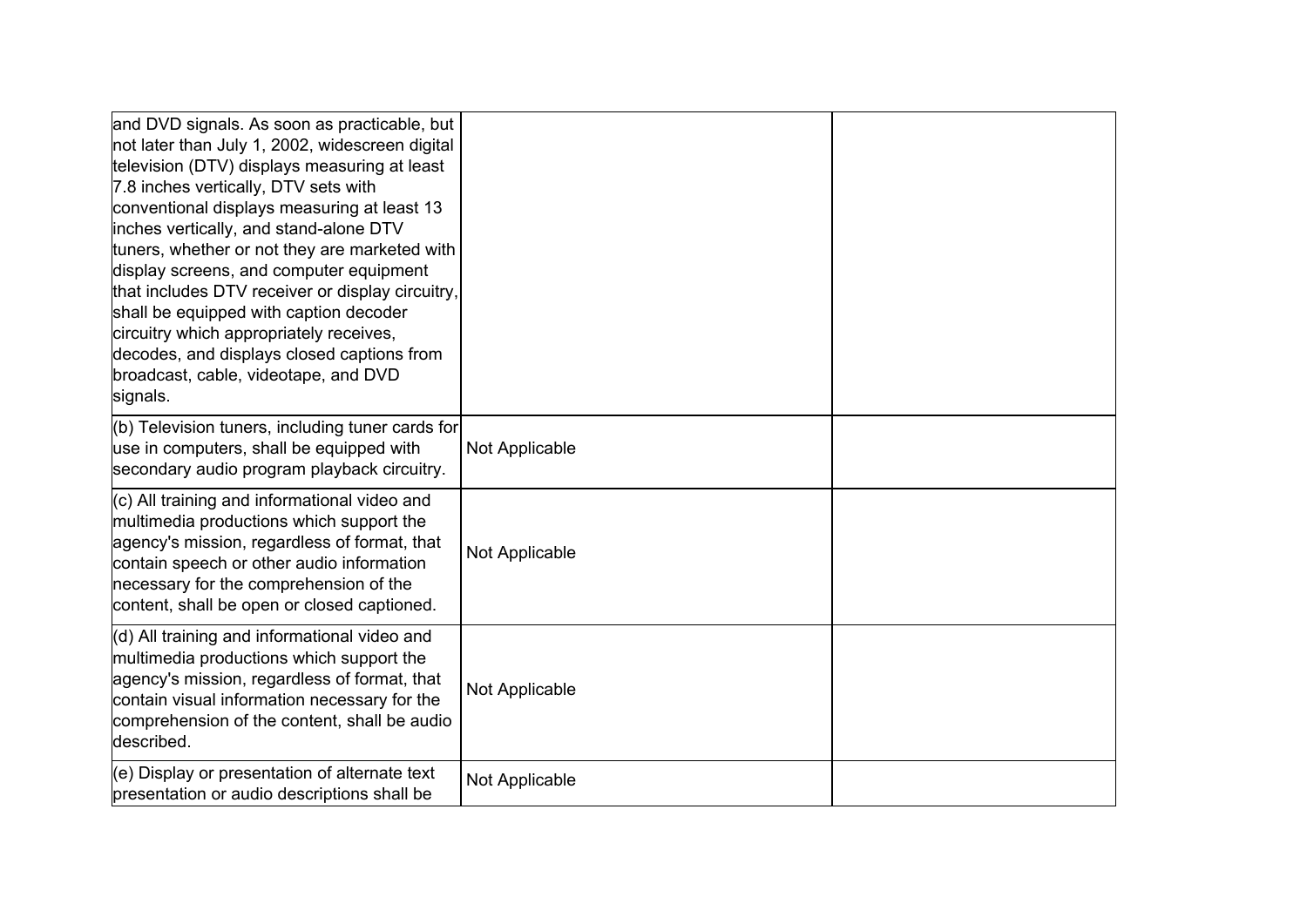| | | |
|---|---|---|
| and DVD signals. As soon as practicable, but not later than July 1, 2002, widescreen digital television (DTV) displays measuring at least 7.8 inches vertically, DTV sets with conventional displays measuring at least 13 inches vertically, and stand-alone DTV tuners, whether or not they are marketed with display screens, and computer equipment that includes DTV receiver or display circuitry, shall be equipped with caption decoder circuitry which appropriately receives, decodes, and displays closed captions from broadcast, cable, videotape, and DVD signals. | | |
| (b) Television tuners, including tuner cards for use in computers, shall be equipped with secondary audio program playback circuitry. | Not Applicable | |
| (c) All training and informational video and multimedia productions which support the agency's mission, regardless of format, that contain speech or other audio information necessary for the comprehension of the content, shall be open or closed captioned. | Not Applicable | |
| (d) All training and informational video and multimedia productions which support the agency's mission, regardless of format, that contain visual information necessary for the comprehension of the content, shall be audio described. | Not Applicable | |
| (e) Display or presentation of alternate text presentation or audio descriptions shall be | Not Applicable | |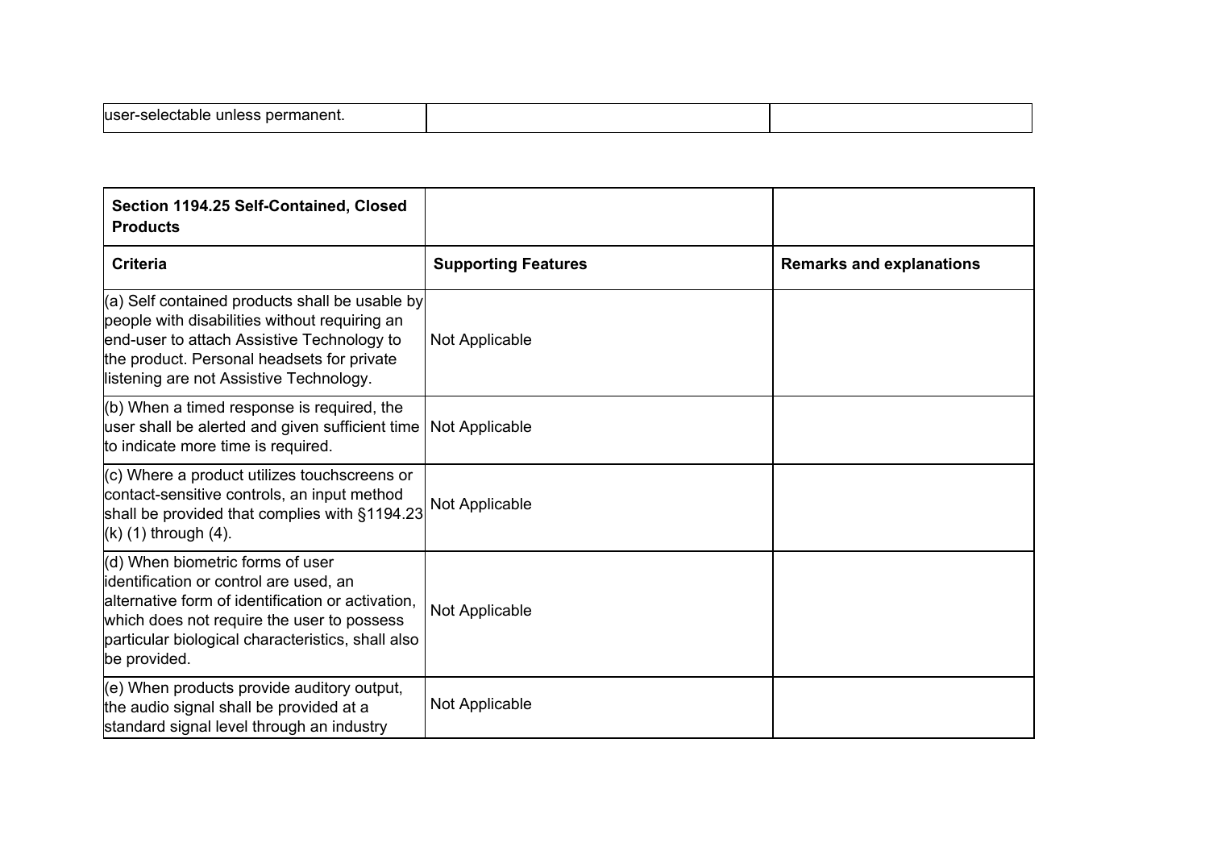| user-selectable unless permanent. | | |
|---|---|---|

| **Section 1194.25 Self-Contained, Closed Products** | | |
|---|---|---|
| **Criteria** | **Supporting Features** | **Remarks and explanations** |
| (a) Self contained products shall be usable by people with disabilities without requiring an end-user to attach Assistive Technology to the product. Personal headsets for private listening are not Assistive Technology. | Not Applicable | |
| (b) When a timed response is required, the user shall be alerted and given sufficient time to indicate more time is required. | Not Applicable | |
| (c) Where a product utilizes touchscreens or contact-sensitive controls, an input method shall be provided that complies with §1194.23 (k) (1) through (4). | Not Applicable | |
| (d) When biometric forms of user identification or control are used, an alternative form of identification or activation, which does not require the user to possess particular biological characteristics, shall also be provided. | Not Applicable | |
| (e) When products provide auditory output, the audio signal shall be provided at a standard signal level through an industry | Not Applicable | |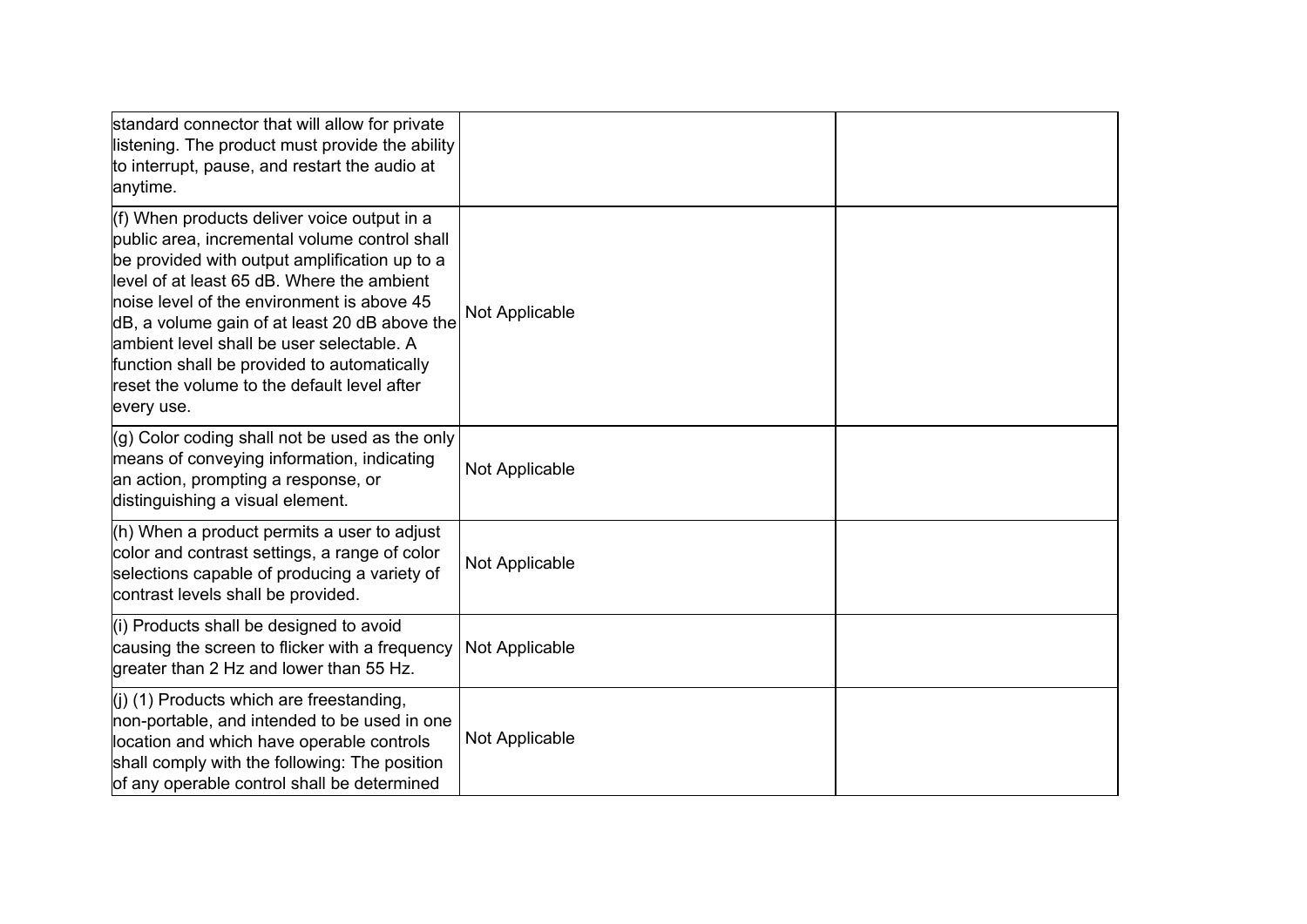| | | |
|---|---|---|
| standard connector that will allow for private listening. The product must provide the ability to interrupt, pause, and restart the audio at anytime. | | |
| (f) When products deliver voice output in a public area, incremental volume control shall be provided with output amplification up to a level of at least 65 dB. Where the ambient noise level of the environment is above 45 dB, a volume gain of at least 20 dB above the ambient level shall be user selectable. A function shall be provided to automatically reset the volume to the default level after every use. | Not Applicable | |
| (g) Color coding shall not be used as the only means of conveying information, indicating an action, prompting a response, or distinguishing a visual element. | Not Applicable | |
| (h) When a product permits a user to adjust color and contrast settings, a range of color selections capable of producing a variety of contrast levels shall be provided. | Not Applicable | |
| (i) Products shall be designed to avoid causing the screen to flicker with a frequency greater than 2 Hz and lower than 55 Hz. | Not Applicable | |
| (j) (1) Products which are freestanding, non-portable, and intended to be used in one location and which have operable controls shall comply with the following: The position of any operable control shall be determined | Not Applicable | |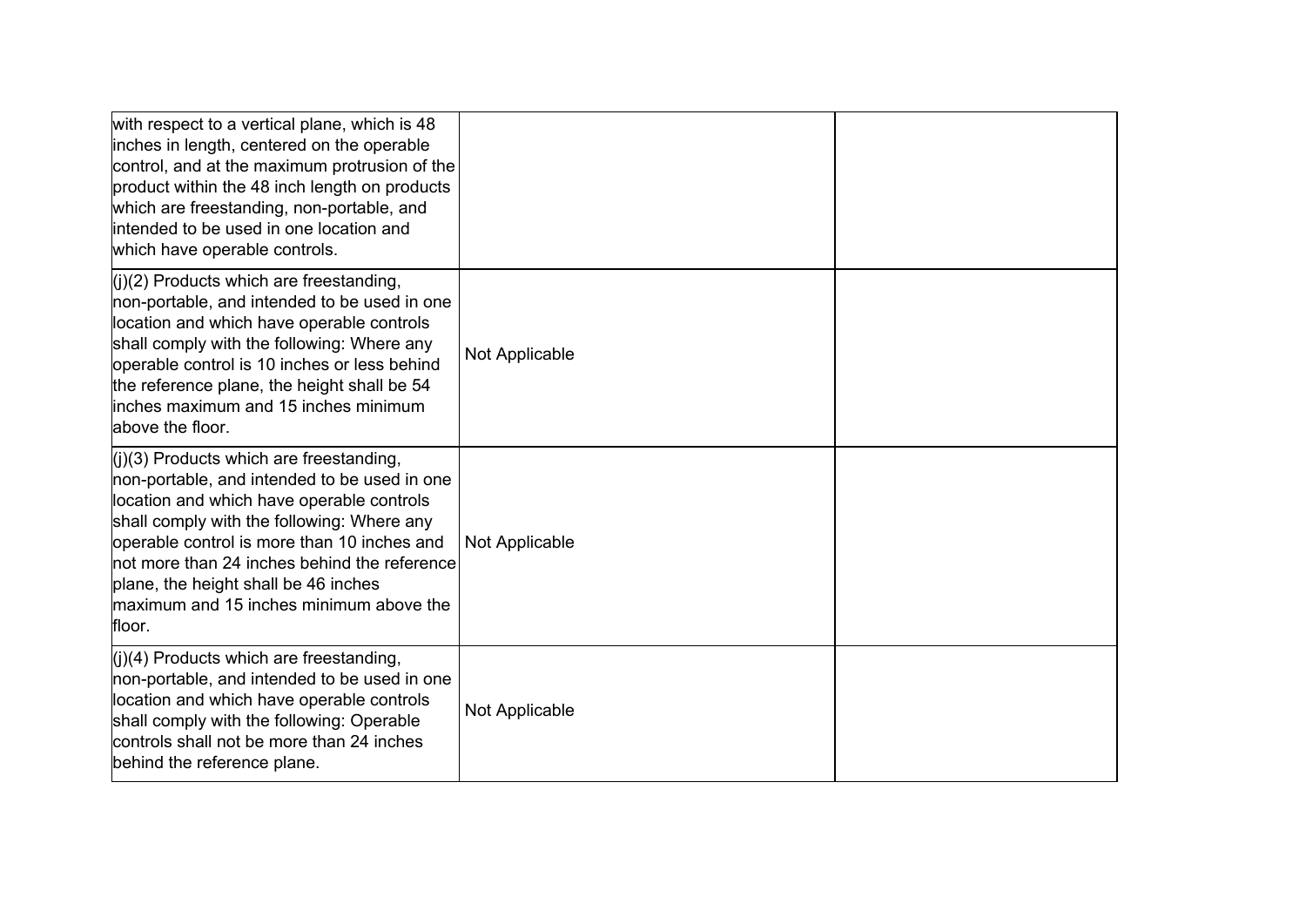| | | |
|---|---|---|
| with respect to a vertical plane, which is 48 inches in length, centered on the operable control, and at the maximum protrusion of the product within the 48 inch length on products which are freestanding, non-portable, and intended to be used in one location and which have operable controls. | | |
| (j)(2) Products which are freestanding, non-portable, and intended to be used in one location and which have operable controls shall comply with the following: Where any operable control is 10 inches or less behind the reference plane, the height shall be 54 inches maximum and 15 inches minimum above the floor. | Not Applicable | |
| (j)(3) Products which are freestanding, non-portable, and intended to be used in one location and which have operable controls shall comply with the following: Where any operable control is more than 10 inches and not more than 24 inches behind the reference plane, the height shall be 46 inches maximum and 15 inches minimum above the floor. | Not Applicable | |
| (j)(4) Products which are freestanding, non-portable, and intended to be used in one location and which have operable controls shall comply with the following: Operable controls shall not be more than 24 inches behind the reference plane. | Not Applicable | |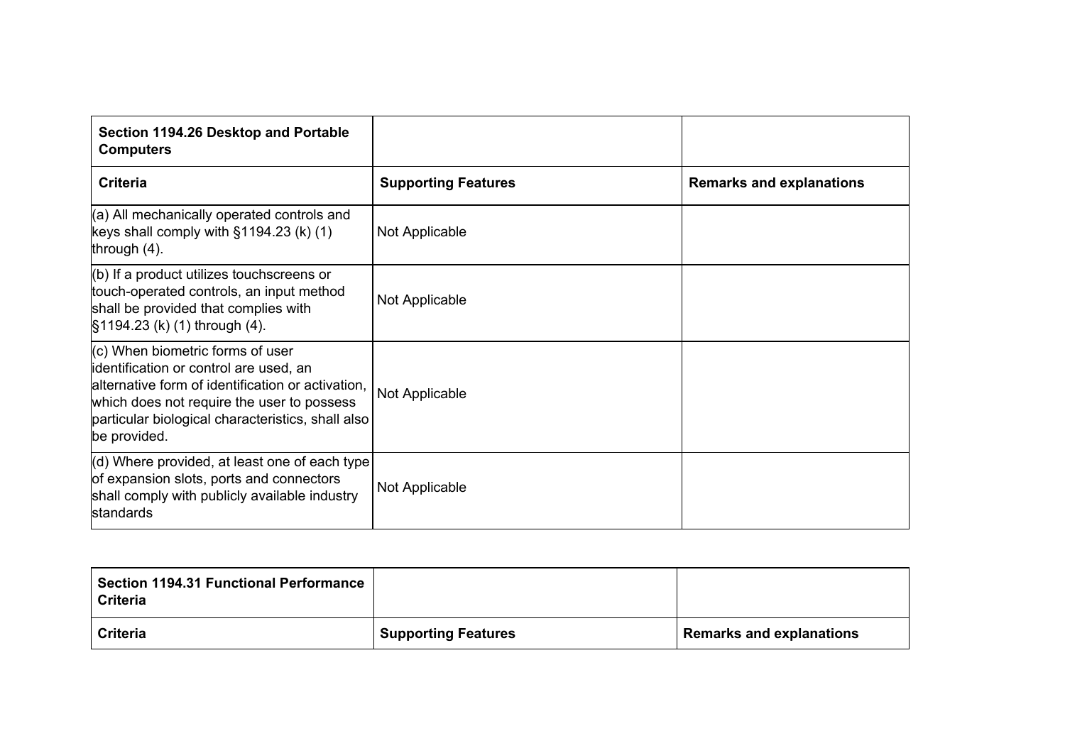| Section 1194.26 Desktop and Portable Computers | | |
|---|---|---|
| **Criteria** | **Supporting Features** | **Remarks and explanations** |
| (a) All mechanically operated controls and keys shall comply with §1194.23 (k) (1) through (4). | Not Applicable | |
| (b) If a product utilizes touchscreens or touch-operated controls, an input method shall be provided that complies with §1194.23 (k) (1) through (4). | Not Applicable | |
| (c) When biometric forms of user identification or control are used, an alternative form of identification or activation, which does not require the user to possess particular biological characteristics, shall also be provided. | Not Applicable | |
| (d) Where provided, at least one of each type of expansion slots, ports and connectors shall comply with publicly available industry standards | Not Applicable | |

| Section 1194.31 Functional Performance Criteria | | |
|---|---|---|
| **Criteria** | **Supporting Features** | **Remarks and explanations** |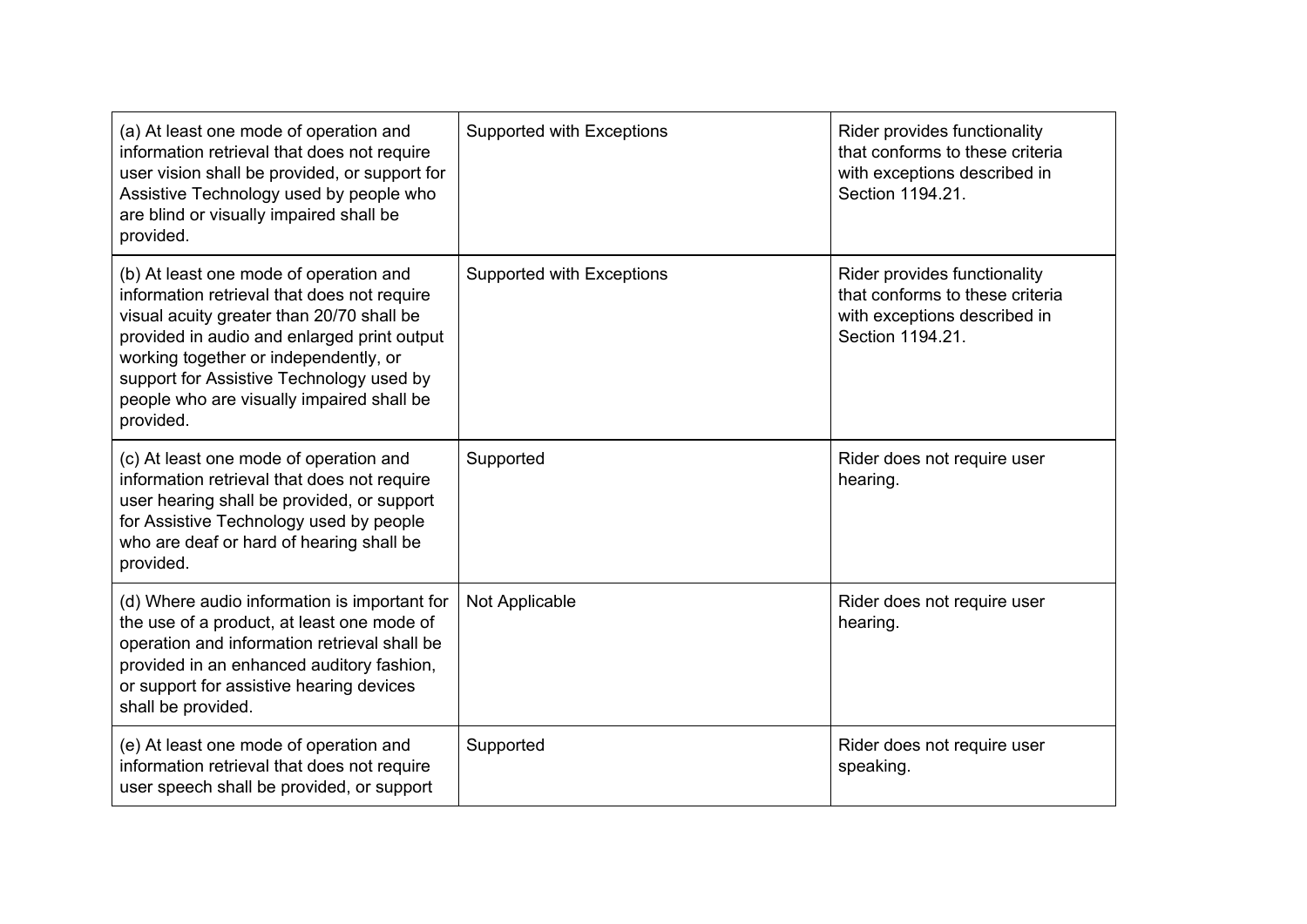| | | |
|---|---|---|
| (a) At least one mode of operation and information retrieval that does not require user vision shall be provided, or support for Assistive Technology used by people who are blind or visually impaired shall be provided. | Supported with Exceptions | Rider provides functionality that conforms to these criteria with exceptions described in Section 1194.21. |
| (b) At least one mode of operation and information retrieval that does not require visual acuity greater than 20/70 shall be provided in audio and enlarged print output working together or independently, or support for Assistive Technology used by people who are visually impaired shall be provided. | Supported with Exceptions | Rider provides functionality that conforms to these criteria with exceptions described in Section 1194.21. |
| (c) At least one mode of operation and information retrieval that does not require user hearing shall be provided, or support for Assistive Technology used by people who are deaf or hard of hearing shall be provided. | Supported | Rider does not require user hearing. |
| (d) Where audio information is important for the use of a product, at least one mode of operation and information retrieval shall be provided in an enhanced auditory fashion, or support for assistive hearing devices shall be provided. | Not Applicable | Rider does not require user hearing. |
| (e) At least one mode of operation and information retrieval that does not require user speech shall be provided, or support | Supported | Rider does not require user speaking. |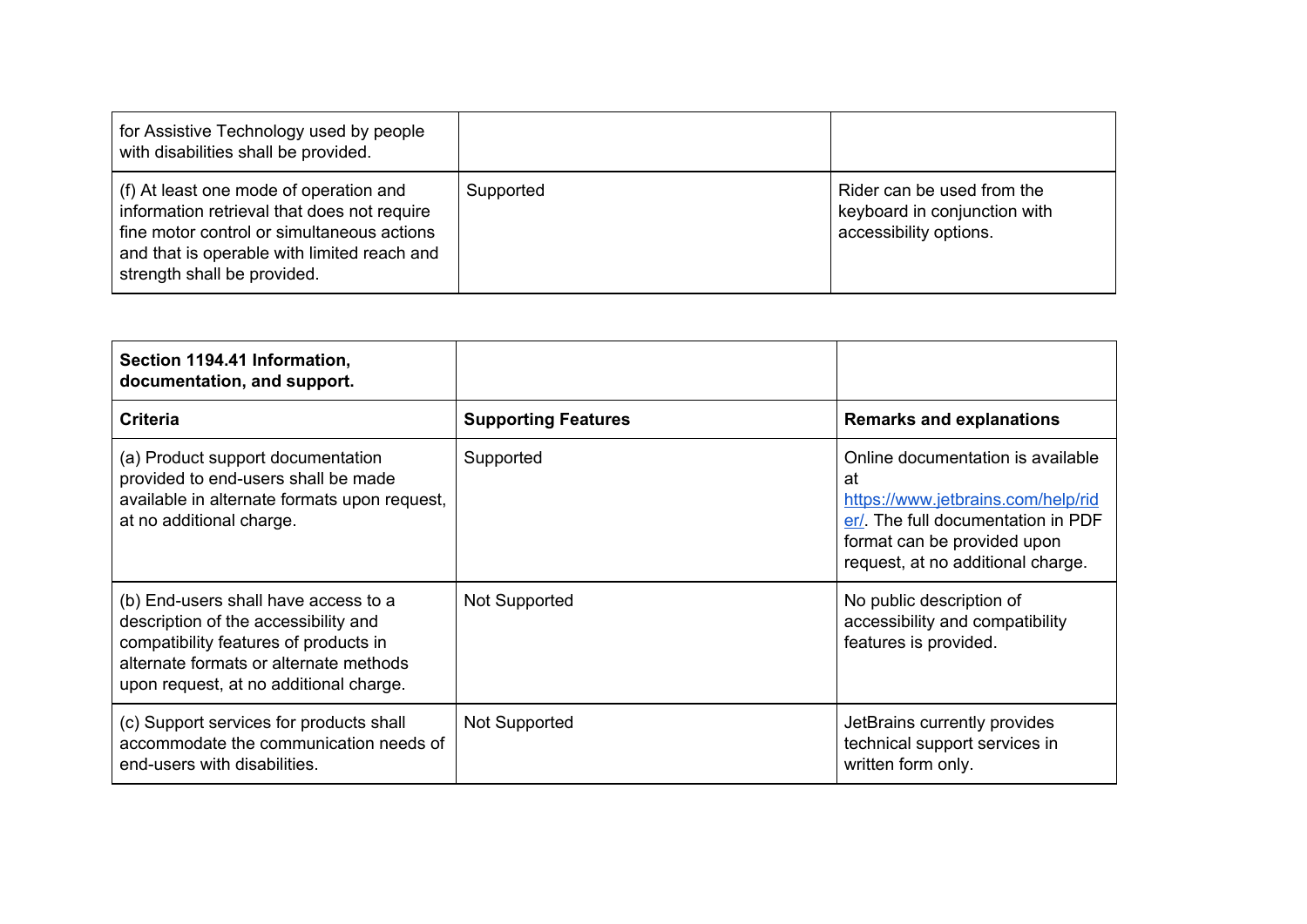| | | |
|---|---|---|
| for Assistive Technology used by people with disabilities shall be provided. | | |
| (f) At least one mode of operation and information retrieval that does not require fine motor control or simultaneous actions and that is operable with limited reach and strength shall be provided. | Supported | Rider can be used from the keyboard in conjunction with accessibility options. |

| **Section 1194.41 Information, documentation, and support.** | | |
|---|---|---|
| **Criteria** | **Supporting Features** | **Remarks and explanations** |
| (a) Product support documentation provided to end-users shall be made available in alternate formats upon request, at no additional charge. | Supported | Online documentation is available at https://www.jetbrains.com/help/rider/. The full documentation in PDF format can be provided upon request, at no additional charge. |
| (b) End-users shall have access to a description of the accessibility and compatibility features of products in alternate formats or alternate methods upon request, at no additional charge. | Not Supported | No public description of accessibility and compatibility features is provided. |
| (c) Support services for products shall accommodate the communication needs of end-users with disabilities. | Not Supported | JetBrains currently provides technical support services in written form only. |